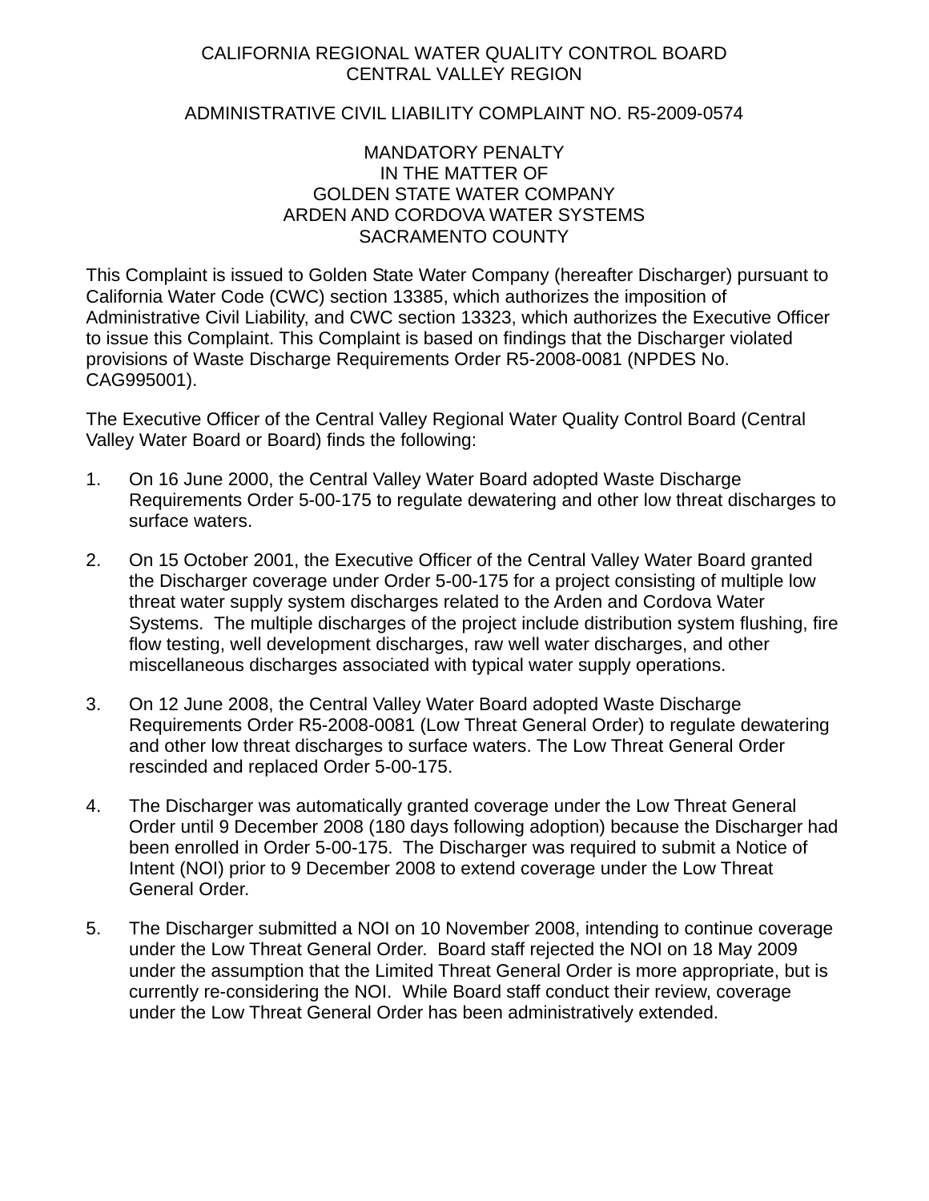# CALIFORNIA REGIONAL WATER QUALITY CONTROL BOARD
# CENTRAL VALLEY REGION

## ADMINISTRATIVE CIVIL LIABILITY COMPLAINT NO. R5-2009-0574

### MANDATORY PENALTY
### IN THE MATTER OF
### GOLDEN STATE WATER COMPANY
### ARDEN AND CORDOVA WATER SYSTEMS
### SACRAMENTO COUNTY

This Complaint is issued to Golden State Water Company (hereafter Discharger) pursuant to California Water Code (CWC) section 13385, which authorizes the imposition of Administrative Civil Liability, and CWC section 13323, which authorizes the Executive Officer to issue this Complaint. This Complaint is based on findings that the Discharger violated provisions of Waste Discharge Requirements Order R5-2008-0081 (NPDES No. CAG995001).

The Executive Officer of the Central Valley Regional Water Quality Control Board (Central Valley Water Board or Board) finds the following:

1. On 16 June 2000, the Central Valley Water Board adopted Waste Discharge Requirements Order 5-00-175 to regulate dewatering and other low threat discharges to surface waters.

2. On 15 October 2001, the Executive Officer of the Central Valley Water Board granted the Discharger coverage under Order 5-00-175 for a project consisting of multiple low threat water supply system discharges related to the Arden and Cordova Water Systems. The multiple discharges of the project include distribution system flushing, fire flow testing, well development discharges, raw well water discharges, and other miscellaneous discharges associated with typical water supply operations.

3. On 12 June 2008, the Central Valley Water Board adopted Waste Discharge Requirements Order R5-2008-0081 (Low Threat General Order) to regulate dewatering and other low threat discharges to surface waters. The Low Threat General Order rescinded and replaced Order 5-00-175.

4. The Discharger was automatically granted coverage under the Low Threat General Order until 9 December 2008 (180 days following adoption) because the Discharger had been enrolled in Order 5-00-175. The Discharger was required to submit a Notice of Intent (NOI) prior to 9 December 2008 to extend coverage under the Low Threat General Order.

5. The Discharger submitted a NOI on 10 November 2008, intending to continue coverage under the Low Threat General Order. Board staff rejected the NOI on 18 May 2009 under the assumption that the Limited Threat General Order is more appropriate, but is currently re-considering the NOI. While Board staff conduct their review, coverage under the Low Threat General Order has been administratively extended.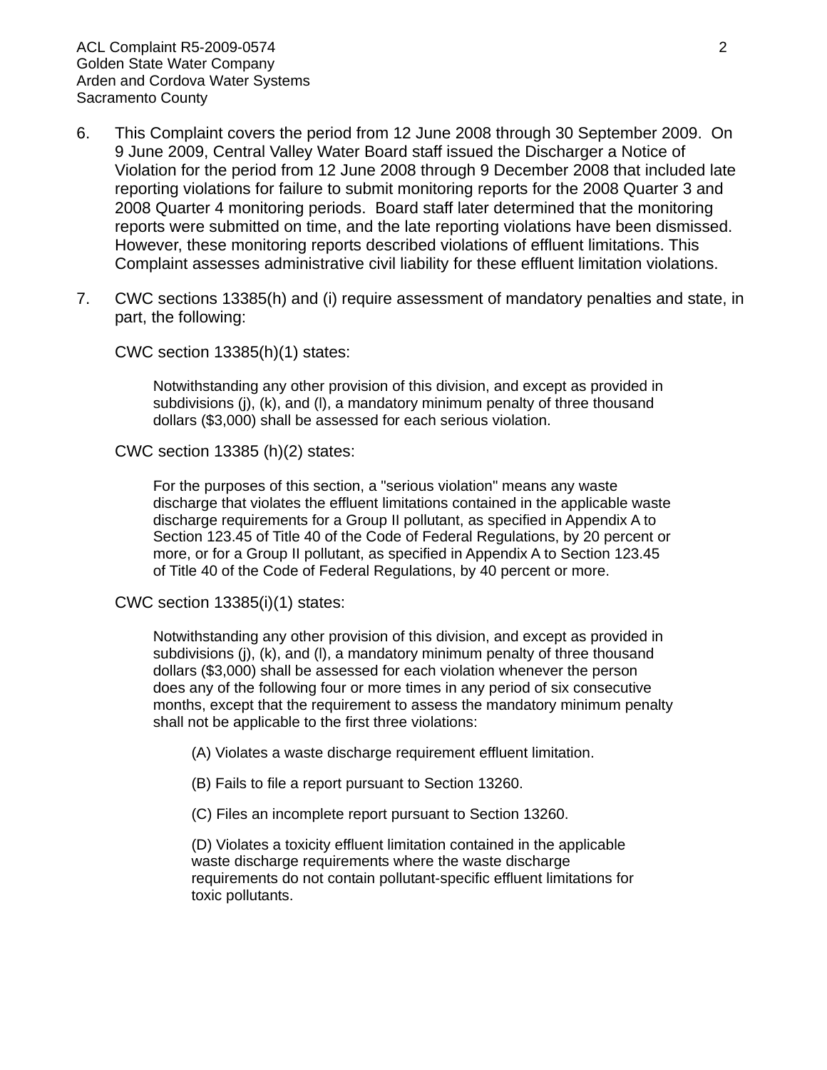6. This Complaint covers the period from 12 June 2008 through 30 September 2009. On 9 June 2009, Central Valley Water Board staff issued the Discharger a Notice of Violation for the period from 12 June 2008 through 9 December 2008 that included late reporting violations for failure to submit monitoring reports for the 2008 Quarter 3 and 2008 Quarter 4 monitoring periods. Board staff later determined that the monitoring reports were submitted on time, and the late reporting violations have been dismissed. However, these monitoring reports described violations of effluent limitations. This Complaint assesses administrative civil liability for these effluent limitation violations.

7. CWC sections 13385(h) and (i) require assessment of mandatory penalties and state, in part, the following:

   CWC section 13385(h)(1) states:

   > Notwithstanding any other provision of this division, and except as provided in subdivisions (j), (k), and (l), a mandatory minimum penalty of three thousand dollars ($3,000) shall be assessed for each serious violation.

   CWC section 13385 (h)(2) states:

   > For the purposes of this section, a "serious violation" means any waste discharge that violates the effluent limitations contained in the applicable waste discharge requirements for a Group II pollutant, as specified in Appendix A to Section 123.45 of Title 40 of the Code of Federal Regulations, by 20 percent or more, or for a Group II pollutant, as specified in Appendix A to Section 123.45 of Title 40 of the Code of Federal Regulations, by 40 percent or more.

   CWC section 13385(i)(1) states:

   > Notwithstanding any other provision of this division, and except as provided in subdivisions (j), (k), and (l), a mandatory minimum penalty of three thousand dollars ($3,000) shall be assessed for each violation whenever the person does any of the following four or more times in any period of six consecutive months, except that the requirement to assess the mandatory minimum penalty shall not be applicable to the first three violations:
   >
   > (A) Violates a waste discharge requirement effluent limitation.
   >
   > (B) Fails to file a report pursuant to Section 13260.
   >
   > (C) Files an incomplete report pursuant to Section 13260.
   >
   > (D) Violates a toxicity effluent limitation contained in the applicable waste discharge requirements where the waste discharge requirements do not contain pollutant-specific effluent limitations for toxic pollutants.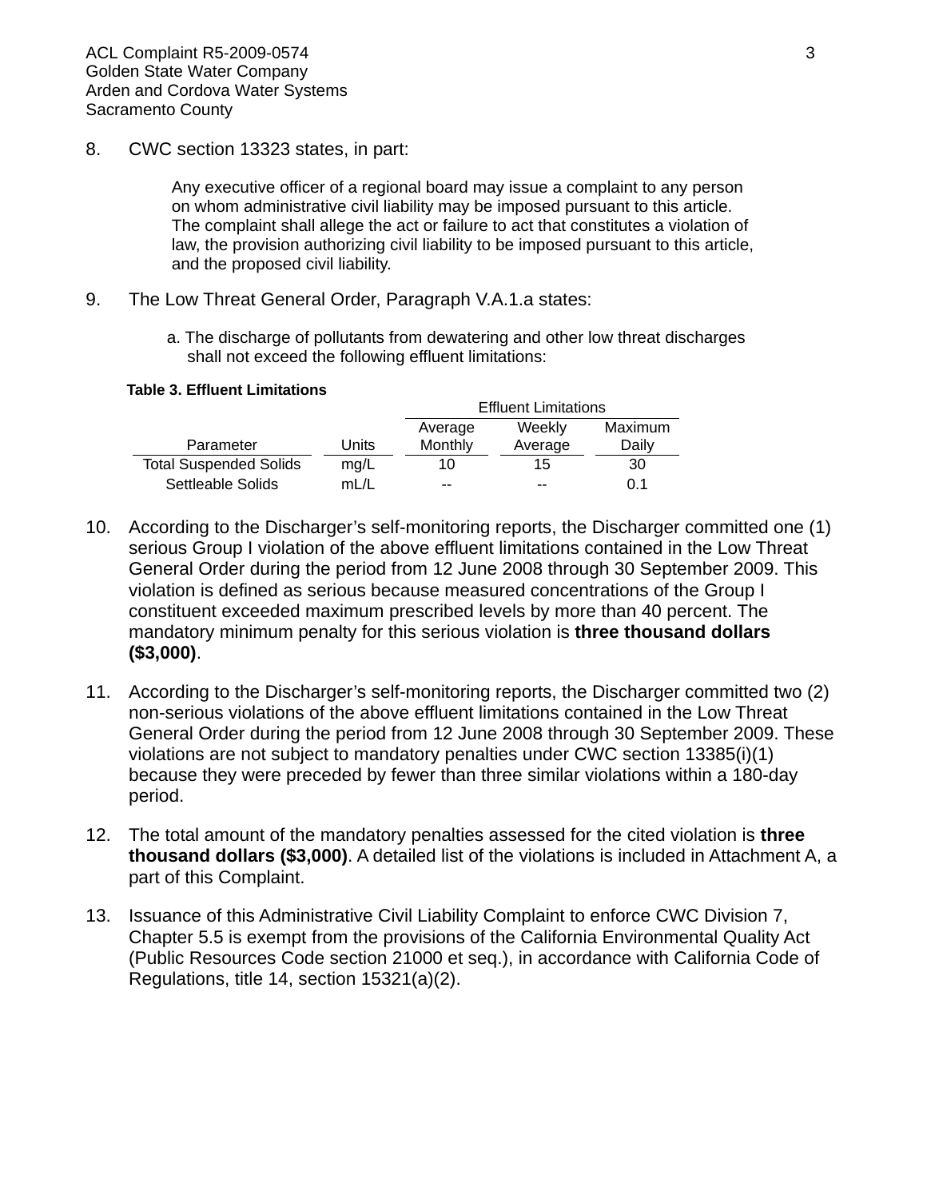8. CWC section 13323 states, in part:

   > Any executive officer of a regional board may issue a complaint to any person on whom administrative civil liability may be imposed pursuant to this article. The complaint shall allege the act or failure to act that constitutes a violation of law, the provision authorizing civil liability to be imposed pursuant to this article, and the proposed civil liability.

9. The Low Threat General Order, Paragraph V.A.1.a states:

   > a. The discharge of pollutants from dewatering and other low threat discharges shall not exceed the following effluent limitations:

**Table 3. Effluent Limitations**

| Parameter | Units | Effluent Limitations | | |
|---|---|---|---|---|
| | | Average Monthly | Weekly Average | Maximum Daily |
| Total Suspended Solids | mg/L | 10 | 15 | 30 |
| Settleable Solids | mL/L | -- | -- | 0.1 |

10. According to the Discharger's self-monitoring reports, the Discharger committed one (1) serious Group I violation of the above effluent limitations contained in the Low Threat General Order during the period from 12 June 2008 through 30 September 2009. This violation is defined as serious because measured concentrations of the Group I constituent exceeded maximum prescribed levels by more than 40 percent. The mandatory minimum penalty for this serious violation is **three thousand dollars ($3,000)**.

11. According to the Discharger's self-monitoring reports, the Discharger committed two (2) non-serious violations of the above effluent limitations contained in the Low Threat General Order during the period from 12 June 2008 through 30 September 2009. These violations are not subject to mandatory penalties under CWC section 13385(i)(1) because they were preceded by fewer than three similar violations within a 180-day period.

12. The total amount of the mandatory penalties assessed for the cited violation is **three thousand dollars ($3,000)**. A detailed list of the violations is included in Attachment A, a part of this Complaint.

13. Issuance of this Administrative Civil Liability Complaint to enforce CWC Division 7, Chapter 5.5 is exempt from the provisions of the California Environmental Quality Act (Public Resources Code section 21000 et seq.), in accordance with California Code of Regulations, title 14, section 15321(a)(2).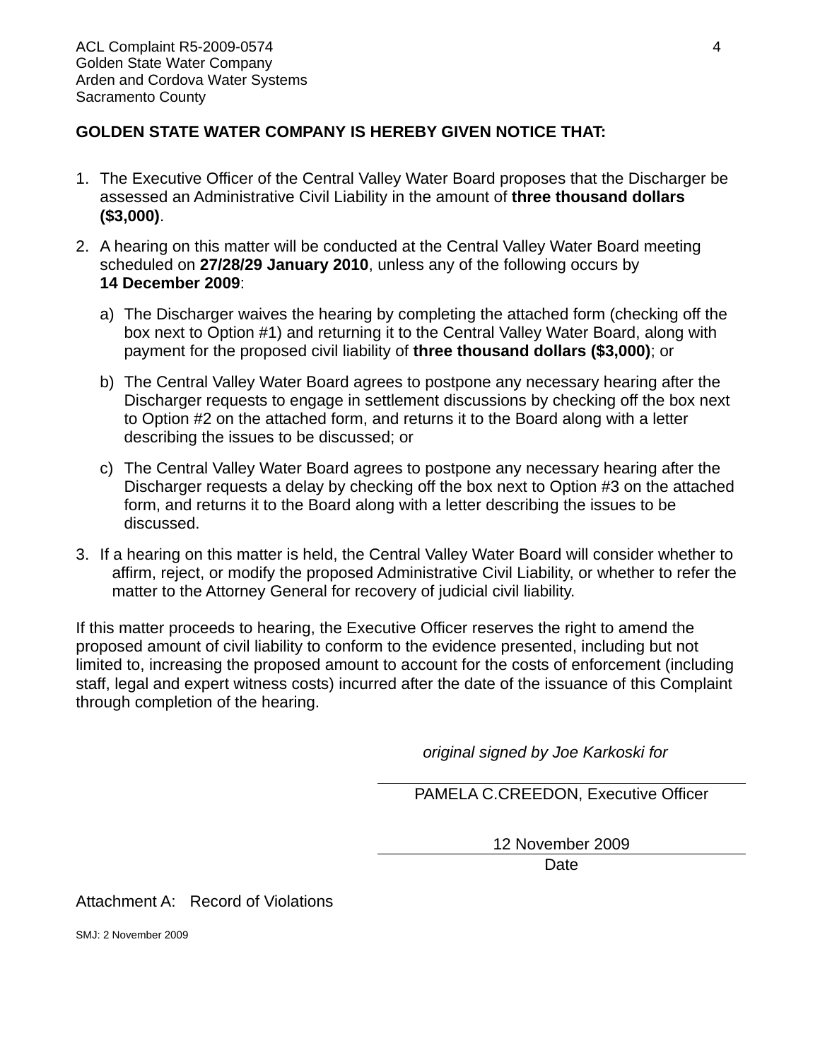**GOLDEN STATE WATER COMPANY IS HEREBY GIVEN NOTICE THAT:**

1. The Executive Officer of the Central Valley Water Board proposes that the Discharger be assessed an Administrative Civil Liability in the amount of **three thousand dollars ($3,000)**.

2. A hearing on this matter will be conducted at the Central Valley Water Board meeting scheduled on **27/28/29 January 2010**, unless any of the following occurs by **14 December 2009**:

   a) The Discharger waives the hearing by completing the attached form (checking off the box next to Option #1) and returning it to the Central Valley Water Board, along with payment for the proposed civil liability of **three thousand dollars ($3,000)**; or

   b) The Central Valley Water Board agrees to postpone any necessary hearing after the Discharger requests to engage in settlement discussions by checking off the box next to Option #2 on the attached form, and returns it to the Board along with a letter describing the issues to be discussed; or

   c) The Central Valley Water Board agrees to postpone any necessary hearing after the Discharger requests a delay by checking off the box next to Option #3 on the attached form, and returns it to the Board along with a letter describing the issues to be discussed.

3. If a hearing on this matter is held, the Central Valley Water Board will consider whether to affirm, reject, or modify the proposed Administrative Civil Liability, or whether to refer the matter to the Attorney General for recovery of judicial civil liability.

If this matter proceeds to hearing, the Executive Officer reserves the right to amend the proposed amount of civil liability to conform to the evidence presented, including but not limited to, increasing the proposed amount to account for the costs of enforcement (including staff, legal and expert witness costs) incurred after the date of the issuance of this Complaint through completion of the hearing.

*original signed by Joe Karkoski for*

PAMELA C.CREEDON, Executive Officer

12 November 2009

Date

Attachment A: Record of Violations

SMJ: 2 November 2009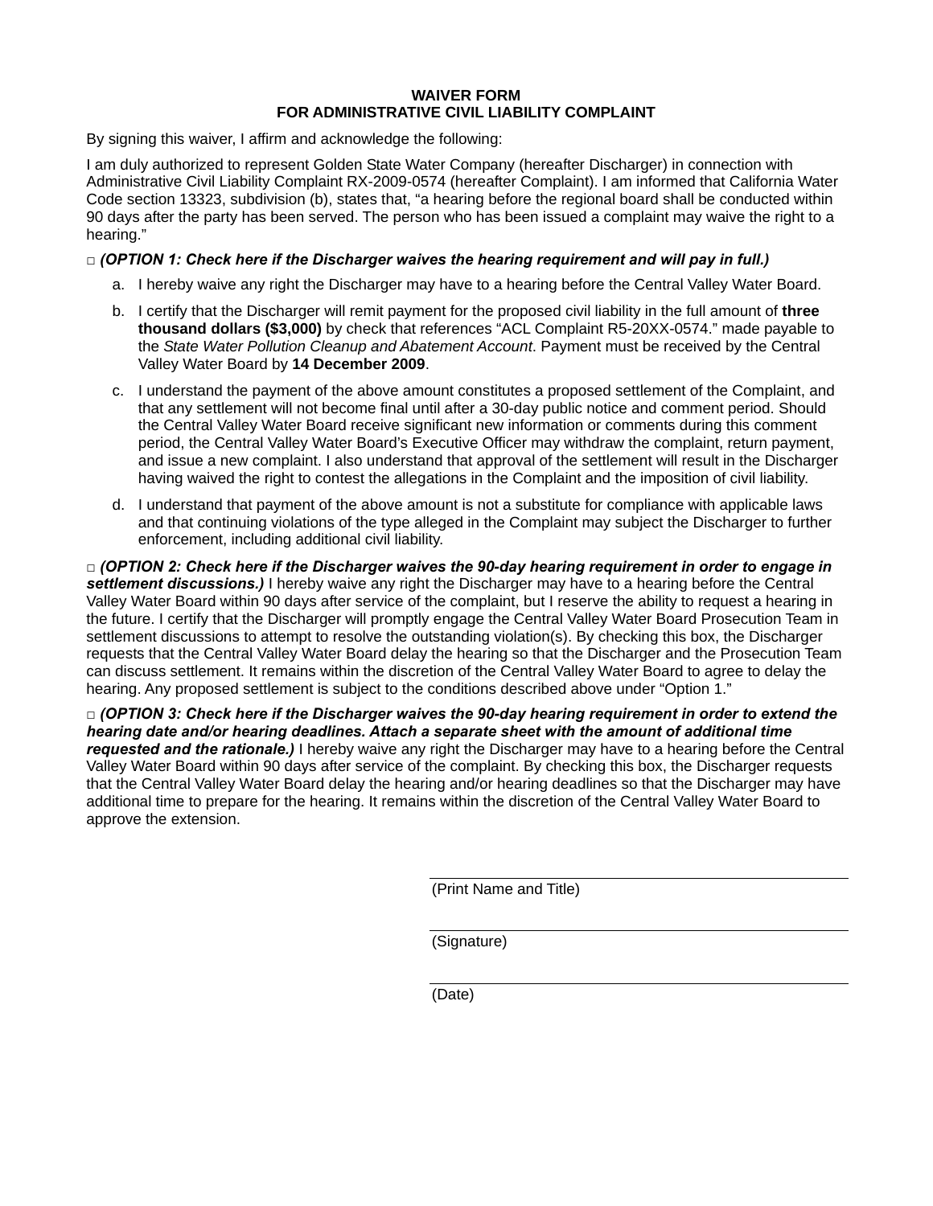# WAIVER FORM
# FOR ADMINISTRATIVE CIVIL LIABILITY COMPLAINT

By signing this waiver, I affirm and acknowledge the following:

I am duly authorized to represent Golden State Water Company (hereafter Discharger) in connection with Administrative Civil Liability Complaint RX-2009-0574 (hereafter Complaint). I am informed that California Water Code section 13323, subdivision (b), states that, "a hearing before the regional board shall be conducted within 90 days after the party has been served. The person who has been issued a complaint may waive the right to a hearing."

□ ***(OPTION 1: Check here if the Discharger waives the hearing requirement and will pay in full.)***

a. I hereby waive any right the Discharger may have to a hearing before the Central Valley Water Board.

b. I certify that the Discharger will remit payment for the proposed civil liability in the full amount of **three thousand dollars ($3,000)** by check that references "ACL Complaint R5-20XX-0574." made payable to the *State Water Pollution Cleanup and Abatement Account*. Payment must be received by the Central Valley Water Board by **14 December 2009**.

c. I understand the payment of the above amount constitutes a proposed settlement of the Complaint, and that any settlement will not become final until after a 30-day public notice and comment period. Should the Central Valley Water Board receive significant new information or comments during this comment period, the Central Valley Water Board's Executive Officer may withdraw the complaint, return payment, and issue a new complaint. I also understand that approval of the settlement will result in the Discharger having waived the right to contest the allegations in the Complaint and the imposition of civil liability.

d. I understand that payment of the above amount is not a substitute for compliance with applicable laws and that continuing violations of the type alleged in the Complaint may subject the Discharger to further enforcement, including additional civil liability.

□ ***(OPTION 2: Check here if the Discharger waives the 90-day hearing requirement in order to engage in settlement discussions.)*** I hereby waive any right the Discharger may have to a hearing before the Central Valley Water Board within 90 days after service of the complaint, but I reserve the ability to request a hearing in the future. I certify that the Discharger will promptly engage the Central Valley Water Board Prosecution Team in settlement discussions to attempt to resolve the outstanding violation(s). By checking this box, the Discharger requests that the Central Valley Water Board delay the hearing so that the Discharger and the Prosecution Team can discuss settlement. It remains within the discretion of the Central Valley Water Board to agree to delay the hearing. Any proposed settlement is subject to the conditions described above under "Option 1."

□ ***(OPTION 3: Check here if the Discharger waives the 90-day hearing requirement in order to extend the hearing date and/or hearing deadlines. Attach a separate sheet with the amount of additional time requested and the rationale.)*** I hereby waive any right the Discharger may have to a hearing before the Central Valley Water Board within 90 days after service of the complaint. By checking this box, the Discharger requests that the Central Valley Water Board delay the hearing and/or hearing deadlines so that the Discharger may have additional time to prepare for the hearing. It remains within the discretion of the Central Valley Water Board to approve the extension.

\_\_\_\_\_\_\_\_\_\_\_\_\_\_\_\_\_\_\_\_\_\_\_\_\_\_\_\_\_\_\_\_\_\_\_\_
(Print Name and Title)

\_\_\_\_\_\_\_\_\_\_\_\_\_\_\_\_\_\_\_\_\_\_\_\_\_\_\_\_\_\_\_\_\_\_\_\_
(Signature)

\_\_\_\_\_\_\_\_\_\_\_\_\_\_\_\_\_\_\_\_\_\_\_\_\_\_\_\_\_\_\_\_\_\_\_\_
(Date)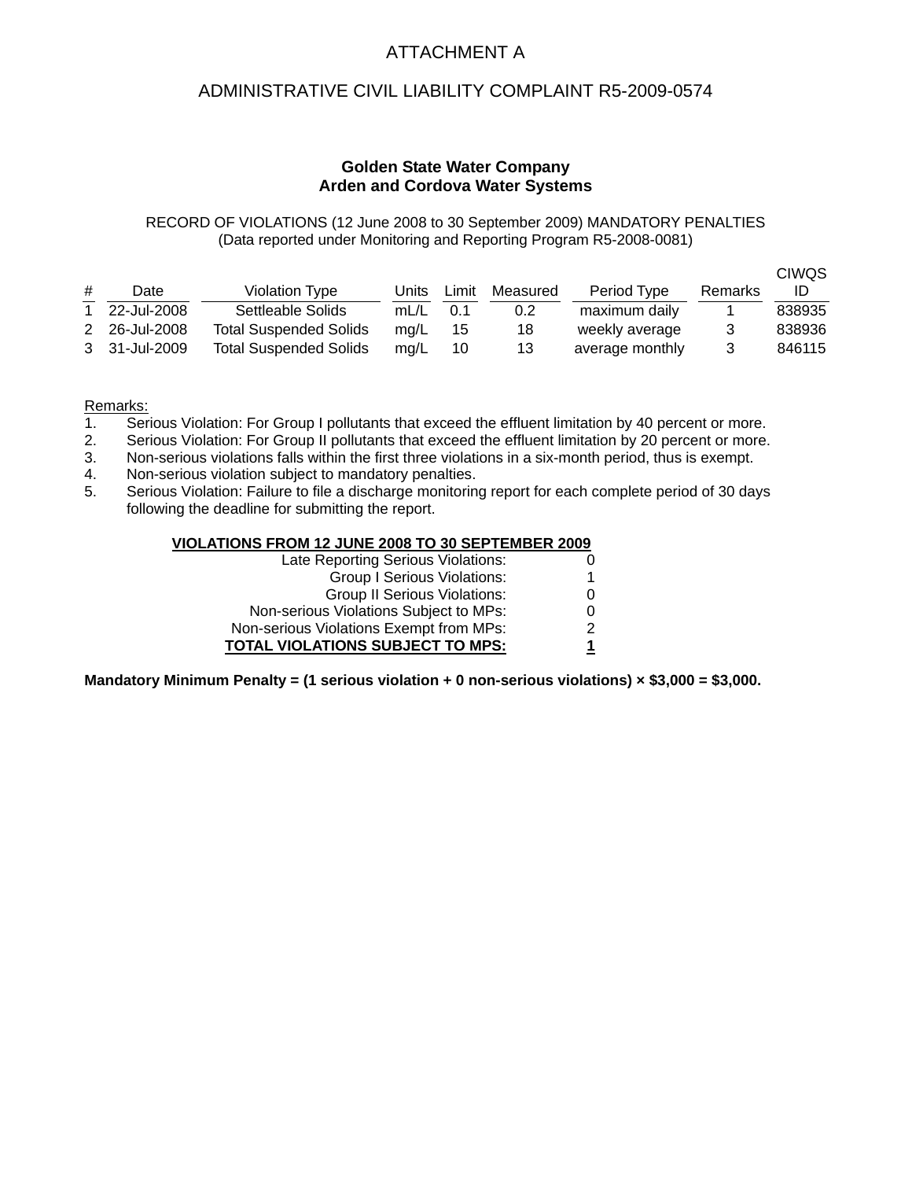# ATTACHMENT A

## ADMINISTRATIVE CIVIL LIABILITY COMPLAINT R5-2009-0574

### Golden State Water Company
### Arden and Cordova Water Systems

RECORD OF VIOLATIONS (12 June 2008 to 30 September 2009) MANDATORY PENALTIES
(Data reported under Monitoring and Reporting Program R5-2008-0081)

| # | Date | Violation Type | Units | Limit | Measured | Period Type | Remarks | CIWQS ID |
|---|---|---|---|---|---|---|---|---|
| 1 | 22-Jul-2008 | Settleable Solids | mL/L | 0.1 | 0.2 | maximum daily | 1 | 838935 |
| 2 | 26-Jul-2008 | Total Suspended Solids | mg/L | 15 | 18 | weekly average | 3 | 838936 |
| 3 | 31-Jul-2009 | Total Suspended Solids | mg/L | 10 | 13 | average monthly | 3 | 846115 |

Remarks:

1. Serious Violation: For Group I pollutants that exceed the effluent limitation by 40 percent or more.
2. Serious Violation: For Group II pollutants that exceed the effluent limitation by 20 percent or more.
3. Non-serious violations falls within the first three violations in a six-month period, thus is exempt.
4. Non-serious violation subject to mandatory penalties.
5. Serious Violation: Failure to file a discharge monitoring report for each complete period of 30 days following the deadline for submitting the report.

| VIOLATIONS FROM 12 JUNE 2008 TO 30 SEPTEMBER 2009 | |
|---|---|
| Late Reporting Serious Violations: | 0 |
| Group I Serious Violations: | 1 |
| Group II Serious Violations: | 0 |
| Non-serious Violations Subject to MPs: | 0 |
| Non-serious Violations Exempt from MPs: | 2 |
| **TOTAL VIOLATIONS SUBJECT TO MPS:** | **1** |

**Mandatory Minimum Penalty = (1 serious violation + 0 non-serious violations) × $3,000 = $3,000.**